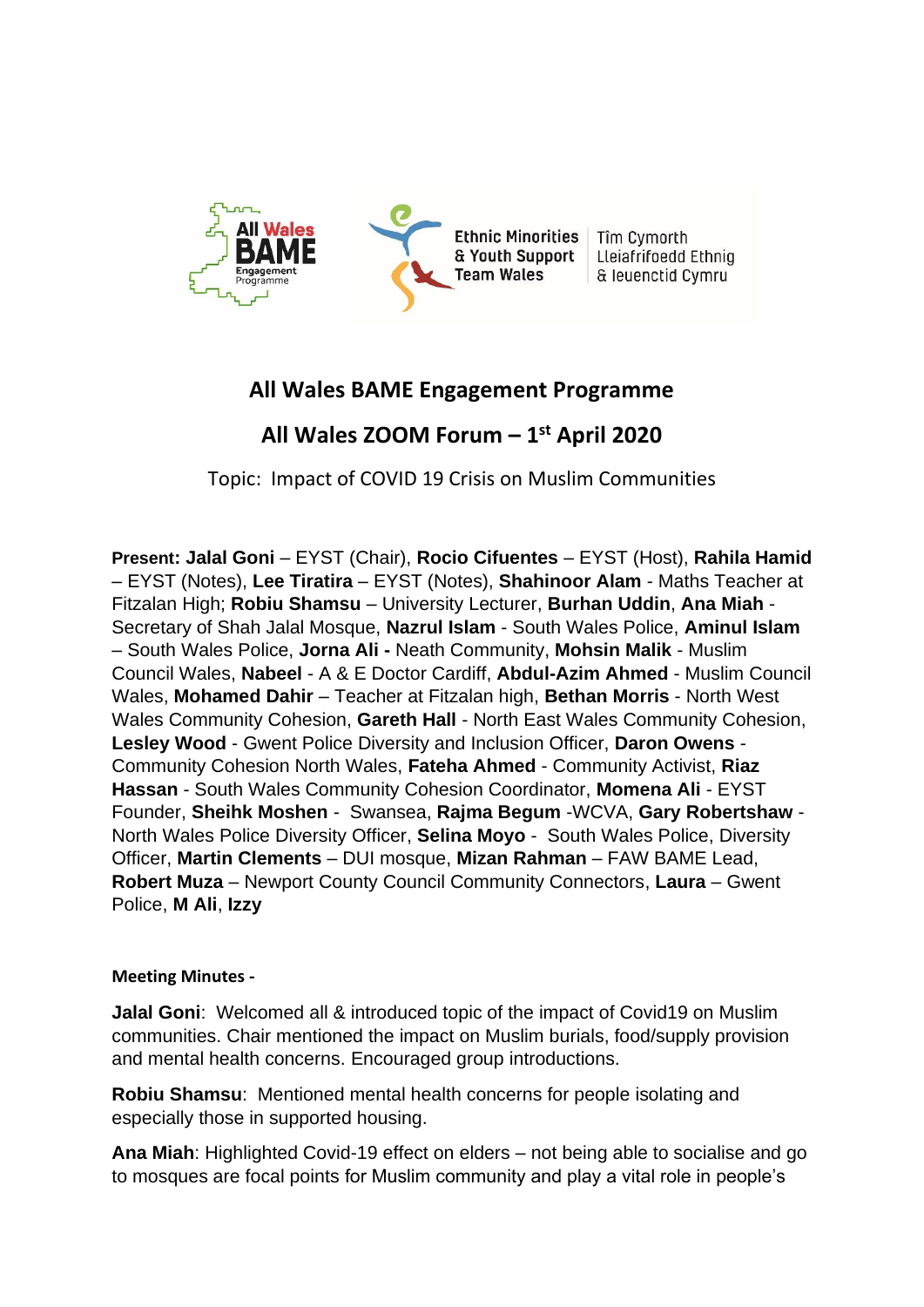All Wales BAME Engagement Programme

Ethnic Minorities & Youth Support Team Wales | Tîm Cymorth Lleiafrifoedd Ethnig & Ieuenctid Cymru

# All Wales BAME Engagement Programme

## All Wales ZOOM Forum – 1st April 2020

Topic: Impact of COVID 19 Crisis on Muslim Communities

**Present: Jalal Goni** – EYST (Chair), **Rocio Cifuentes** – EYST (Host), **Rahila Hamid** – EYST (Notes), **Lee Tiratira** – EYST (Notes), **Shahinoor Alam** - Maths Teacher at Fitzalan High; **Robiu Shamsu** – University Lecturer, **Burhan Uddin**, **Ana Miah** - Secretary of Shah Jalal Mosque, **Nazrul Islam** - South Wales Police, **Aminul Islam** – South Wales Police, **Jorna Ali -** Neath Community, **Mohsin Malik** - Muslim Council Wales, **Nabeel** - A & E Doctor Cardiff, **Abdul-Azim Ahmed** - Muslim Council Wales, **Mohamed Dahir** – Teacher at Fitzalan high, **Bethan Morris** - North West Wales Community Cohesion, **Gareth Hall** - North East Wales Community Cohesion, **Lesley Wood** - Gwent Police Diversity and Inclusion Officer, **Daron Owens** - Community Cohesion North Wales, **Fateha Ahmed** - Community Activist, **Riaz Hassan** - South Wales Community Cohesion Coordinator, **Momena Ali** - EYST Founder, **Sheihk Moshen** - Swansea, **Rajma Begum** -WCVA, **Gary Robertshaw** - North Wales Police Diversity Officer, **Selina Moyo** - South Wales Police, Diversity Officer, **Martin Clements** – DUI mosque, **Mizan Rahman** – FAW BAME Lead, **Robert Muza** – Newport County Council Community Connectors, **Laura** – Gwent Police, **M Ali**, **Izzy**

**Meeting Minutes -**

**Jalal Goni**: Welcomed all & introduced topic of the impact of Covid19 on Muslim communities. Chair mentioned the impact on Muslim burials, food/supply provision and mental health concerns. Encouraged group introductions.

**Robiu Shamsu**: Mentioned mental health concerns for people isolating and especially those in supported housing.

**Ana Miah**: Highlighted Covid-19 effect on elders – not being able to socialise and go to mosques are focal points for Muslim community and play a vital role in people's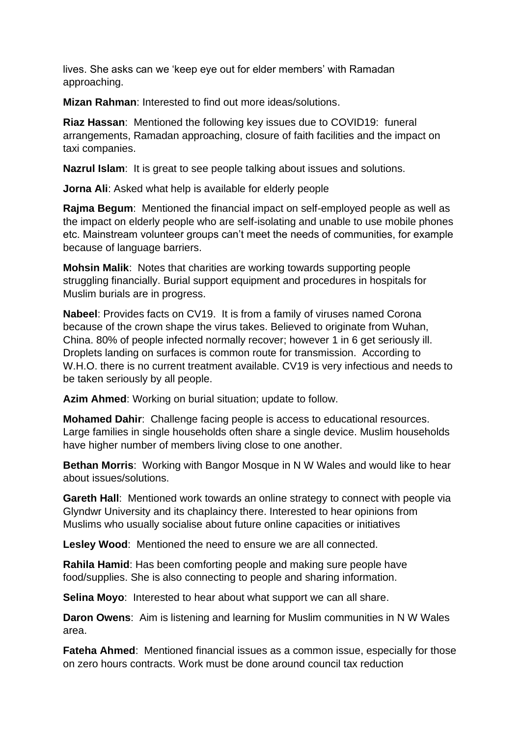lives. She asks can we 'keep eye out for elder members' with Ramadan approaching.

**Mizan Rahman**: Interested to find out more ideas/solutions.

**Riaz Hassan**: Mentioned the following key issues due to COVID19: funeral arrangements, Ramadan approaching, closure of faith facilities and the impact on taxi companies.

**Nazrul Islam**: It is great to see people talking about issues and solutions.

**Jorna Ali**: Asked what help is available for elderly people

**Rajma Begum**: Mentioned the financial impact on self-employed people as well as the impact on elderly people who are self-isolating and unable to use mobile phones etc. Mainstream volunteer groups can't meet the needs of communities, for example because of language barriers.

**Mohsin Malik**: Notes that charities are working towards supporting people struggling financially. Burial support equipment and procedures in hospitals for Muslim burials are in progress.

**Nabeel**: Provides facts on CV19. It is from a family of viruses named Corona because of the crown shape the virus takes. Believed to originate from Wuhan, China. 80% of people infected normally recover; however 1 in 6 get seriously ill. Droplets landing on surfaces is common route for transmission. According to W.H.O. there is no current treatment available. CV19 is very infectious and needs to be taken seriously by all people.

**Azim Ahmed**: Working on burial situation; update to follow.

**Mohamed Dahir**: Challenge facing people is access to educational resources. Large families in single households often share a single device. Muslim households have higher number of members living close to one another.

**Bethan Morris**: Working with Bangor Mosque in N W Wales and would like to hear about issues/solutions.

**Gareth Hall**: Mentioned work towards an online strategy to connect with people via Glyndwr University and its chaplaincy there. Interested to hear opinions from Muslims who usually socialise about future online capacities or initiatives

**Lesley Wood**: Mentioned the need to ensure we are all connected.

**Rahila Hamid**: Has been comforting people and making sure people have food/supplies. She is also connecting to people and sharing information.

**Selina Moyo**: Interested to hear about what support we can all share.

**Daron Owens**: Aim is listening and learning for Muslim communities in N W Wales area.

**Fateha Ahmed**: Mentioned financial issues as a common issue, especially for those on zero hours contracts. Work must be done around council tax reduction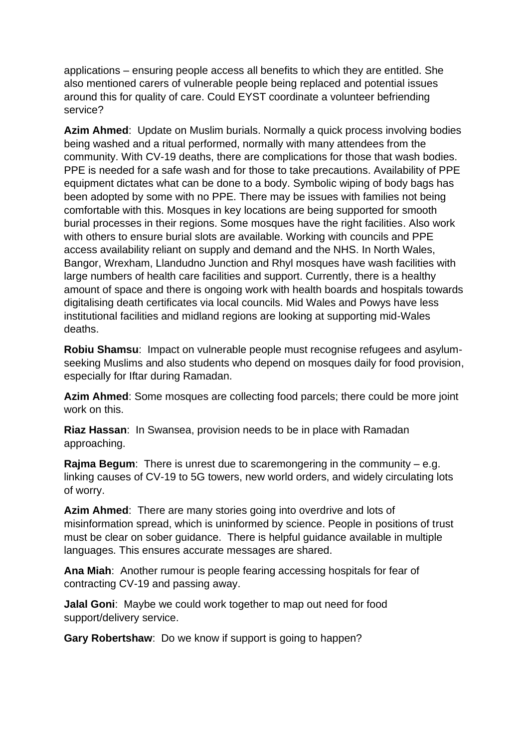applications – ensuring people access all benefits to which they are entitled. She also mentioned carers of vulnerable people being replaced and potential issues around this for quality of care. Could EYST coordinate a volunteer befriending service?

**Azim Ahmed**: Update on Muslim burials. Normally a quick process involving bodies being washed and a ritual performed, normally with many attendees from the community. With CV-19 deaths, there are complications for those that wash bodies. PPE is needed for a safe wash and for those to take precautions. Availability of PPE equipment dictates what can be done to a body. Symbolic wiping of body bags has been adopted by some with no PPE. There may be issues with families not being comfortable with this. Mosques in key locations are being supported for smooth burial processes in their regions. Some mosques have the right facilities. Also work with others to ensure burial slots are available. Working with councils and PPE access availability reliant on supply and demand and the NHS. In North Wales, Bangor, Wrexham, Llandudno Junction and Rhyl mosques have wash facilities with large numbers of health care facilities and support. Currently, there is a healthy amount of space and there is ongoing work with health boards and hospitals towards digitalising death certificates via local councils. Mid Wales and Powys have less institutional facilities and midland regions are looking at supporting mid-Wales deaths.

**Robiu Shamsu**: Impact on vulnerable people must recognise refugees and asylum-seeking Muslims and also students who depend on mosques daily for food provision, especially for Iftar during Ramadan.

**Azim Ahmed**: Some mosques are collecting food parcels; there could be more joint work on this.

**Riaz Hassan**: In Swansea, provision needs to be in place with Ramadan approaching.

**Rajma Begum**: There is unrest due to scaremongering in the community – e.g. linking causes of CV-19 to 5G towers, new world orders, and widely circulating lots of worry.

**Azim Ahmed**: There are many stories going into overdrive and lots of misinformation spread, which is uninformed by science. People in positions of trust must be clear on sober guidance. There is helpful guidance available in multiple languages. This ensures accurate messages are shared.

**Ana Miah**: Another rumour is people fearing accessing hospitals for fear of contracting CV-19 and passing away.

**Jalal Goni**: Maybe we could work together to map out need for food support/delivery service.

**Gary Robertshaw**: Do we know if support is going to happen?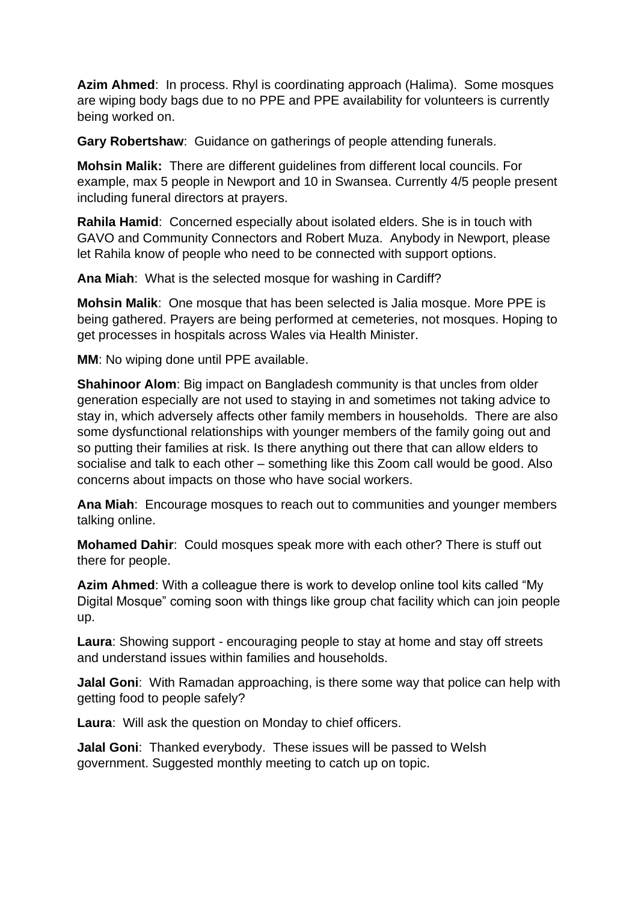**Azim Ahmed**: In process. Rhyl is coordinating approach (Halima). Some mosques are wiping body bags due to no PPE and PPE availability for volunteers is currently being worked on.

**Gary Robertshaw**: Guidance on gatherings of people attending funerals.

**Mohsin Malik:** There are different guidelines from different local councils. For example, max 5 people in Newport and 10 in Swansea. Currently 4/5 people present including funeral directors at prayers.

**Rahila Hamid**: Concerned especially about isolated elders. She is in touch with GAVO and Community Connectors and Robert Muza. Anybody in Newport, please let Rahila know of people who need to be connected with support options.

**Ana Miah**: What is the selected mosque for washing in Cardiff?

**Mohsin Malik**: One mosque that has been selected is Jalia mosque. More PPE is being gathered. Prayers are being performed at cemeteries, not mosques. Hoping to get processes in hospitals across Wales via Health Minister.

**MM**: No wiping done until PPE available.

**Shahinoor Alom**: Big impact on Bangladesh community is that uncles from older generation especially are not used to staying in and sometimes not taking advice to stay in, which adversely affects other family members in households. There are also some dysfunctional relationships with younger members of the family going out and so putting their families at risk. Is there anything out there that can allow elders to socialise and talk to each other – something like this Zoom call would be good. Also concerns about impacts on those who have social workers.

**Ana Miah**: Encourage mosques to reach out to communities and younger members talking online.

**Mohamed Dahir**: Could mosques speak more with each other? There is stuff out there for people.

**Azim Ahmed**: With a colleague there is work to develop online tool kits called "My Digital Mosque" coming soon with things like group chat facility which can join people up.

**Laura**: Showing support - encouraging people to stay at home and stay off streets and understand issues within families and households.

**Jalal Goni**: With Ramadan approaching, is there some way that police can help with getting food to people safely?

**Laura**: Will ask the question on Monday to chief officers.

**Jalal Goni**: Thanked everybody. These issues will be passed to Welsh government. Suggested monthly meeting to catch up on topic.